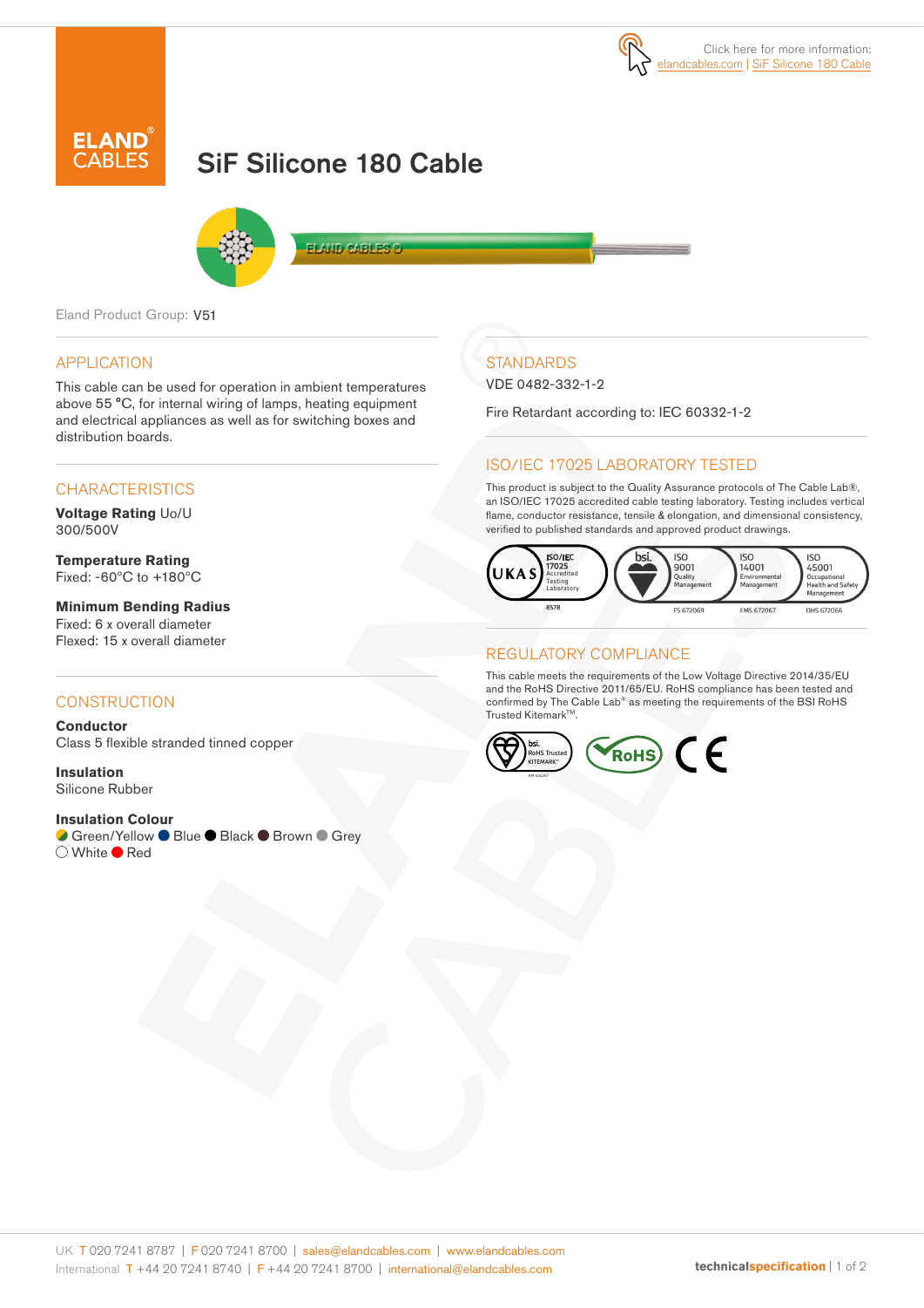Click here for more information: elandcables.com | SiF Silicone 180 Cable

# SiF Silicone 180 Cable

Eland Product Group: V51

## APPLICATION

This cable can be used for operation in ambient temperatures above 55 °C, for internal wiring of lamps, heating equipment and electrical appliances as well as for switching boxes and distribution boards.

## CHARACTERISTICS

**Voltage Rating** Uo/U
300/500V

**Temperature Rating**
Fixed: -60°C to +180°C

**Minimum Bending Radius**
Fixed: 6 x overall diameter
Flexed: 15 x overall diameter

## CONSTRUCTION

**Conductor**
Class 5 flexible stranded tinned copper

**Insulation**
Silicone Rubber

**Insulation Colour**
Green/Yellow, Blue, Black, Brown, Grey, White, Red

## STANDARDS

VDE 0482-332-1-2

Fire Retardant according to: IEC 60332-1-2

## ISO/IEC 17025 LABORATORY TESTED

This product is subject to the Quality Assurance protocols of The Cable Lab®, an ISO/IEC 17025 accredited cable testing laboratory. Testing includes vertical flame, conductor resistance, tensile & elongation, and dimensional consistency, verified to published standards and approved product drawings.

UKAS ISO/IEC 17025 Accredited Testing Laboratory 8578 | bsi. ISO 9001 Quality Management FS 672069 | ISO 14001 Environmental Management EMS 672067 | ISO 45001 Occupational Health and Safety Management OHS 672066

## REGULATORY COMPLIANCE

This cable meets the requirements of the Low Voltage Directive 2014/35/EU and the RoHS Directive 2011/65/EU. RoHS compliance has been tested and confirmed by The Cable Lab® as meeting the requirements of the BSI RoHS Trusted Kitemark™.

bsi. RoHS Trusted KITEMARK™ | RoHS | CE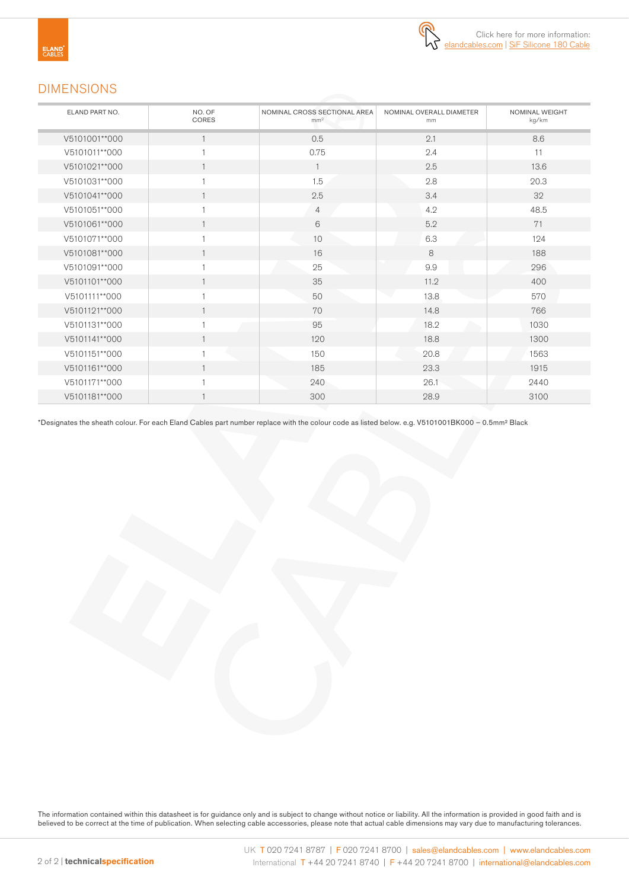Click here for more information: elandcables.com | SiF Silicone 180 Cable

## DIMENSIONS

| ELAND PART NO. | NO. OF CORES | NOMINAL CROSS SECTIONAL AREA mm² | NOMINAL OVERALL DIAMETER mm | NOMINAL WEIGHT kg/km |
|---|---|---|---|---|
| V5101001**000 | 1 | 0.5 | 2.1 | 8.6 |
| V5101011**000 | 1 | 0.75 | 2.4 | 11 |
| V5101021**000 | 1 | 1 | 2.5 | 13.6 |
| V5101031**000 | 1 | 1.5 | 2.8 | 20.3 |
| V5101041**000 | 1 | 2.5 | 3.4 | 32 |
| V5101051**000 | 1 | 4 | 4.2 | 48.5 |
| V5101061**000 | 1 | 6 | 5.2 | 71 |
| V5101071**000 | 1 | 10 | 6.3 | 124 |
| V5101081**000 | 1 | 16 | 8 | 188 |
| V5101091**000 | 1 | 25 | 9.9 | 296 |
| V5101101**000 | 1 | 35 | 11.2 | 400 |
| V5101111**000 | 1 | 50 | 13.8 | 570 |
| V5101121**000 | 1 | 70 | 14.8 | 766 |
| V5101131**000 | 1 | 95 | 18.2 | 1030 |
| V5101141**000 | 1 | 120 | 18.8 | 1300 |
| V5101151**000 | 1 | 150 | 20.8 | 1563 |
| V5101161**000 | 1 | 185 | 23.3 | 1915 |
| V5101171**000 | 1 | 240 | 26.1 | 2440 |
| V5101181**000 | 1 | 300 | 28.9 | 3100 |

*Designates the sheath colour. For each Eland Cables part number replace with the colour code as listed below. e.g. V5101001BK000 – 0.5mm² Black

The information contained within this datasheet is for guidance only and is subject to change without notice or liability. All the information is provided in good faith and is believed to be correct at the time of publication. When selecting cable accessories, please note that actual cable dimensions may vary due to manufacturing tolerances.

UK T 020 7241 8787 | F 020 7241 8700 | sales@elandcables.com | www.elandcables.com
International T +44 20 7241 8740 | F +44 20 7241 8700 | international@elandcables.com